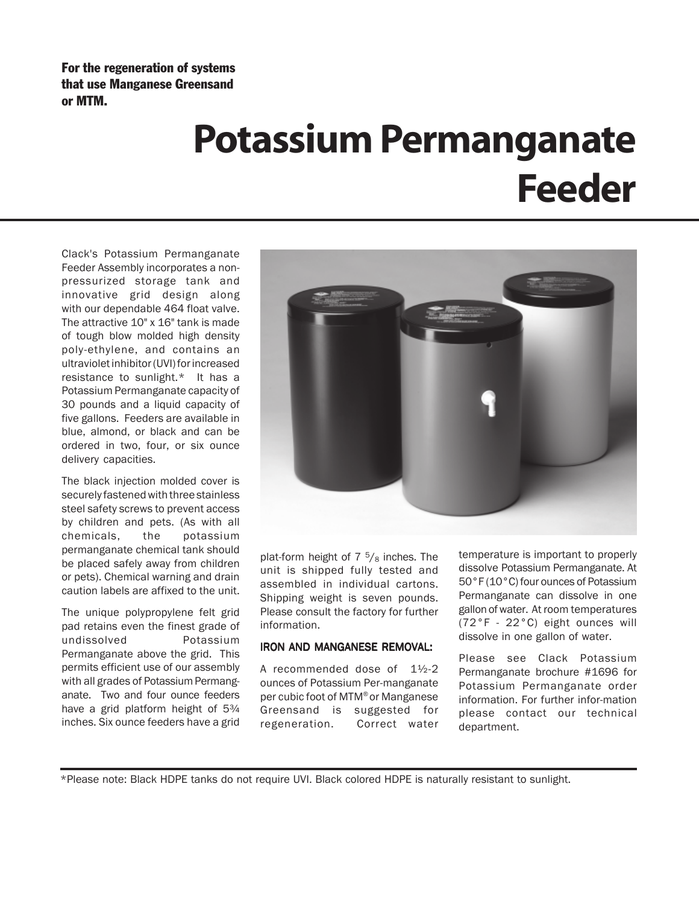**For the regeneration of systems that use Manganese Greensand or MTM.**

# Potassium Permanganate Feeder

Clack's Potassium Permanganate Feeder Assembly incorporates a non-pressurized storage tank and innovative grid design along with our dependable 464 float valve. The attractive 10" x 16" tank is made of tough blow molded high density poly-ethylene, and contains an ultraviolet inhibitor (UVI) for increased resistance to sunlight.* It has a Potassium Permanganate capacity of 30 pounds and a liquid capacity of five gallons. Feeders are available in blue, almond, or black and can be ordered in two, four, or six ounce delivery capacities.

The black injection molded cover is securely fastened with three stainless steel safety screws to prevent access by children and pets. (As with all chemicals, the potassium permanganate chemical tank should be placed safely away from children or pets). Chemical warning and drain caution labels are affixed to the unit.

The unique polypropylene felt grid pad retains even the finest grade of undissolved Potassium Permanganate above the grid. This permits efficient use of our assembly with all grades of Potassium Permanganate. Two and four ounce feeders have a grid platform height of 5¾ inches. Six ounce feeders have a grid plat-form height of 7 ⁵/₈ inches. The unit is shipped fully tested and assembled in individual cartons. Shipping weight is seven pounds. Please consult the factory for further information.

**IRON AND MANGANESE REMOVAL:**

A recommended dose of 1½-2 ounces of Potassium Per-manganate per cubic foot of MTM® or Manganese Greensand is suggested for regeneration. Correct water temperature is important to properly dissolve Potassium Permanganate. At 50°F (10°C) four ounces of Potassium Permanganate can dissolve in one gallon of water. At room temperatures (72°F - 22°C) eight ounces will dissolve in one gallon of water.

Please see Clack Potassium Permanganate brochure #1696 for Potassium Permanganate order information. For further infor-mation please contact our technical department.

*Please note: Black HDPE tanks do not require UVI. Black colored HDPE is naturally resistant to sunlight.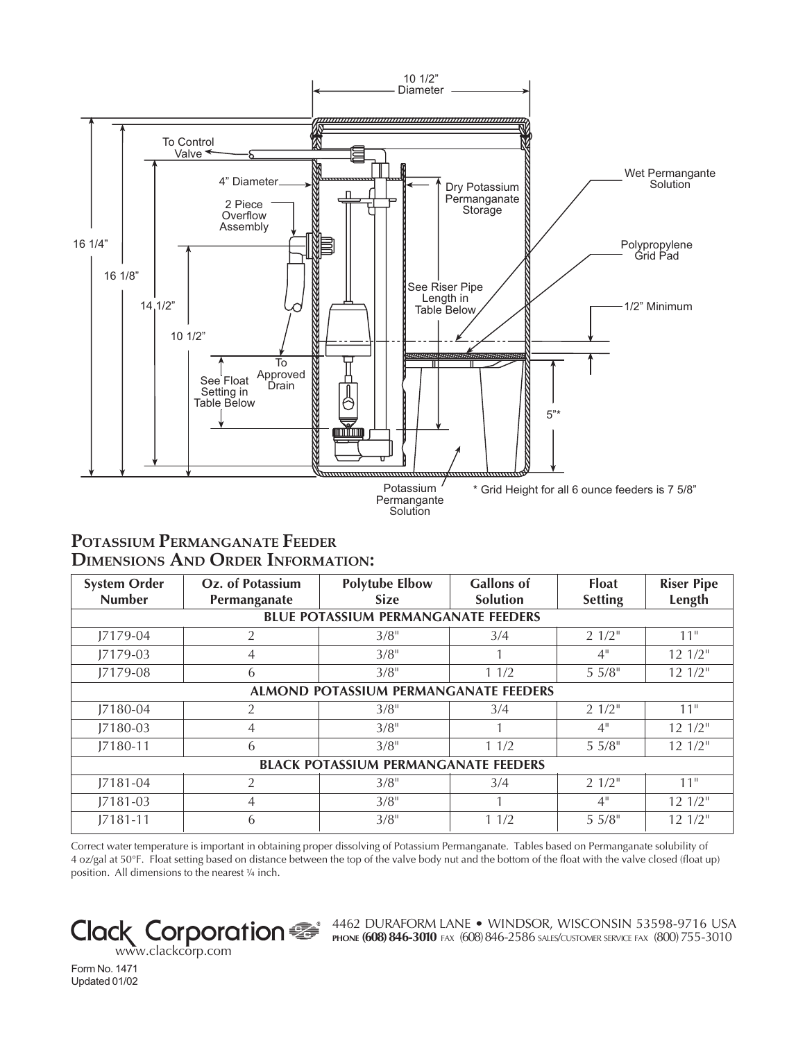10 1/2"
Diameter

To Control Valve

4" Diameter

2 Piece Overflow Assembly

16 1/4"

16 1/8"

14 1/2"

10 1/2"

See Float Setting in Table Below

To Approved Drain

Dry Potassium Permanganate Storage

See Riser Pipe Length in Table Below

Wet Permangante Solution

Polypropylene Grid Pad

1/2" Minimum

5"*

Potassium Permangante Solution

\* Grid Height for all 6 ounce feeders is 7 5/8"

## Potassium Permanganate Feeder Dimensions And Order Information:

| System Order Number | Oz. of Potassium Permanganate | Polytube Elbow Size | Gallons of Solution | Float Setting | Riser Pipe Length |
|---|---|---|---|---|---|
| **BLUE POTASSIUM PERMANGANATE FEEDERS** | | | | | |
| J7179-04 | 2 | 3/8" | 3/4 | 2 1/2" | 11" |
| J7179-03 | 4 | 3/8" | 1 | 4" | 12 1/2" |
| J7179-08 | 6 | 3/8" | 1 1/2 | 5 5/8" | 12 1/2" |
| **ALMOND POTASSIUM PERMANGANATE FEEDERS** | | | | | |
| J7180-04 | 2 | 3/8" | 3/4 | 2 1/2" | 11" |
| J7180-03 | 4 | 3/8" | 1 | 4" | 12 1/2" |
| J7180-11 | 6 | 3/8" | 1 1/2 | 5 5/8" | 12 1/2" |
| **BLACK POTASSIUM PERMANGANATE FEEDERS** | | | | | |
| J7181-04 | 2 | 3/8" | 3/4 | 2 1/2" | 11" |
| J7181-03 | 4 | 3/8" | 1 | 4" | 12 1/2" |
| J7181-11 | 6 | 3/8" | 1 1/2 | 5 5/8" | 12 1/2" |

Correct water temperature is important in obtaining proper dissolving of Potassium Permanganate. Tables based on Permanganate solubility of 4 oz/gal at 50°F. Float setting based on distance between the top of the valve body nut and the bottom of the float with the valve closed (float up) position. All dimensions to the nearest ¼ inch.

Clack Corporation®
www.clackcorp.com

4462 DURAFORM LANE • WINDSOR, WISCONSIN 53598-9716 USA
PHONE **(608) 846-3010** FAX (608) 846-2586 SALES/CUSTOMER SERVICE FAX (800) 755-3010

Form No. 1471
Updated 01/02